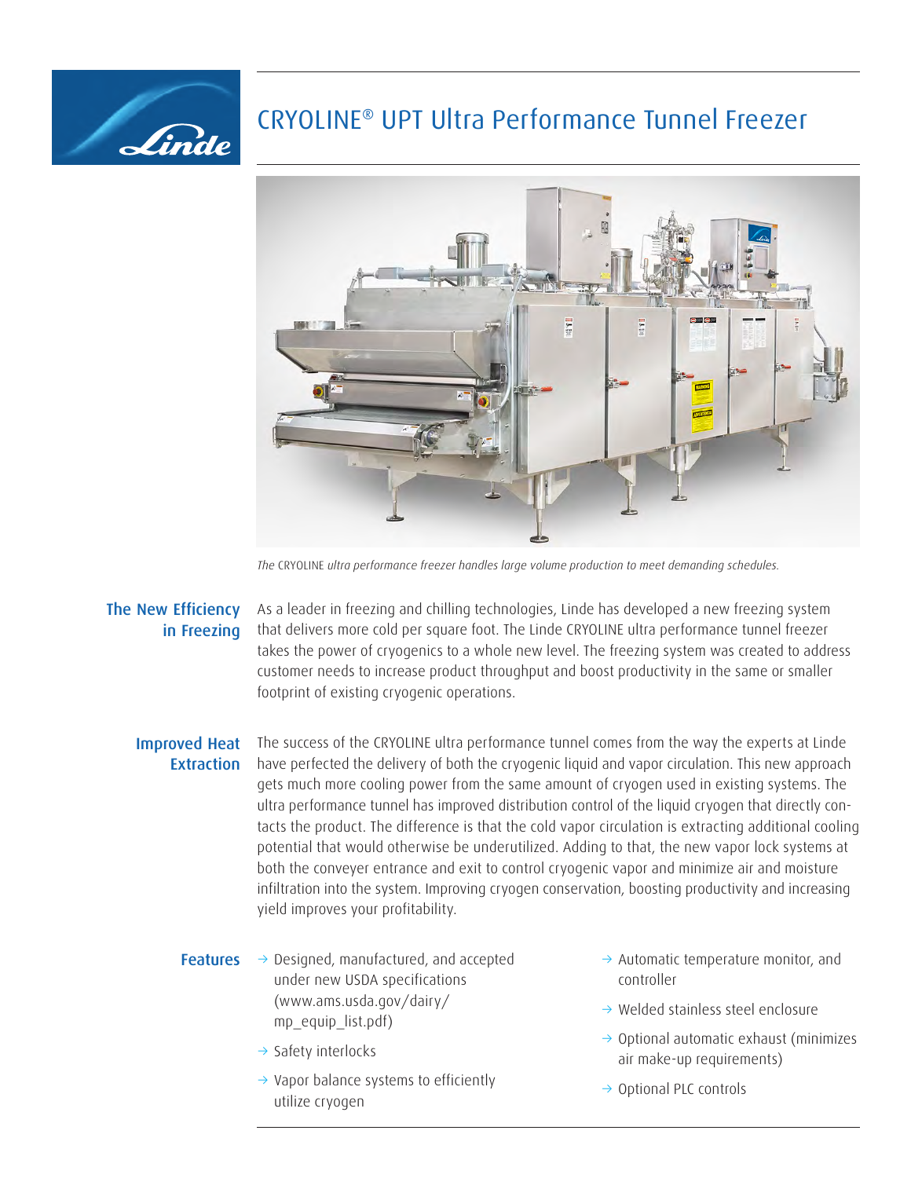# CRYOLINE® UPT Ultra Performance Tunnel Freezer

*The* CRYOLINE *ultra performance freezer handles large volume production to meet demanding schedules.*

## The New Efficiency in Freezing

As a leader in freezing and chilling technologies, Linde has developed a new freezing system that delivers more cold per square foot. The Linde CRYOLINE ultra performance tunnel freezer takes the power of cryogenics to a whole new level. The freezing system was created to address customer needs to increase product throughput and boost productivity in the same or smaller footprint of existing cryogenic operations.

## Improved Heat Extraction

The success of the CRYOLINE ultra performance tunnel comes from the way the experts at Linde have perfected the delivery of both the cryogenic liquid and vapor circulation. This new approach gets much more cooling power from the same amount of cryogen used in existing systems. The ultra performance tunnel has improved distribution control of the liquid cryogen that directly contacts the product. The difference is that the cold vapor circulation is extracting additional cooling potential that would otherwise be underutilized. Adding to that, the new vapor lock systems at both the conveyer entrance and exit to control cryogenic vapor and minimize air and moisture infiltration into the system. Improving cryogen conservation, boosting productivity and increasing yield improves your profitability.

## Features

- Designed, manufactured, and accepted under new USDA specifications (www.ams.usda.gov/dairy/mp_equip_list.pdf)
- Safety interlocks
- Vapor balance systems to efficiently utilize cryogen
- Automatic temperature monitor, and controller
- Welded stainless steel enclosure
- Optional automatic exhaust (minimizes air make-up requirements)
- Optional PLC controls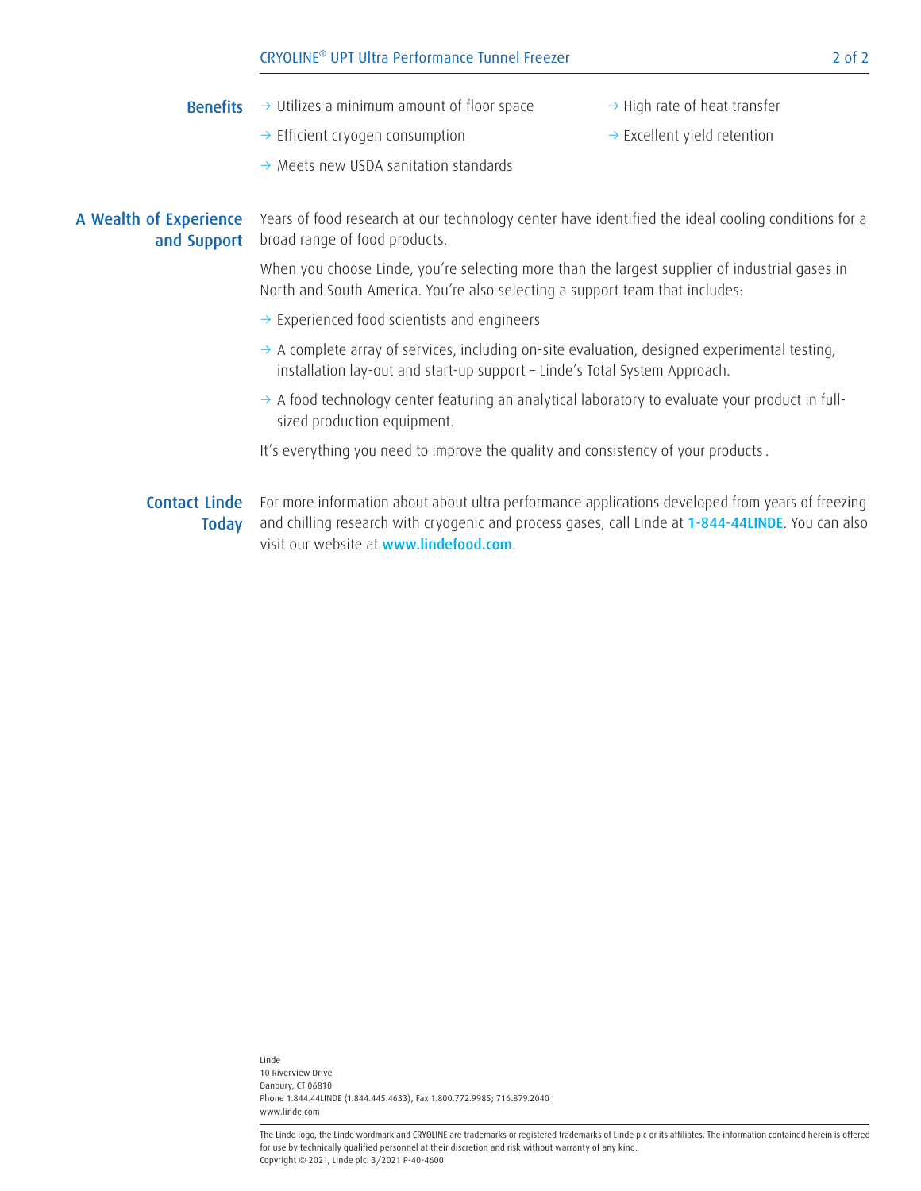## Benefits

- Utilizes a minimum amount of floor space
- Efficient cryogen consumption
- Meets new USDA sanitation standards
- High rate of heat transfer
- Excellent yield retention

## A Wealth of Experience and Support

Years of food research at our technology center have identified the ideal cooling conditions for a broad range of food products.

When you choose Linde, you're selecting more than the largest supplier of industrial gases in North and South America. You're also selecting a support team that includes:

- Experienced food scientists and engineers
- A complete array of services, including on-site evaluation, designed experimental testing, installation lay-out and start-up support – Linde's Total System Approach.
- A food technology center featuring an analytical laboratory to evaluate your product in full-sized production equipment.

It's everything you need to improve the quality and consistency of your products .

## Contact Linde Today

For more information about about ultra performance applications developed from years of freezing and chilling research with cryogenic and process gases, call Linde at **1-844-44LINDE**. You can also visit our website at **www.lindefood.com**.

Linde
10 Riverview Drive
Danbury, CT 06810
Phone 1.844.44LINDE (1.844.445.4633), Fax 1.800.772.9985; 716.879.2040
www.linde.com

The Linde logo, the Linde wordmark and CRYOLINE are trademarks or registered trademarks of Linde plc or its affiliates. The information contained herein is offered for use by technically qualified personnel at their discretion and risk without warranty of any kind.
Copyright © 2021, Linde plc. 3/2021 P-40-4600